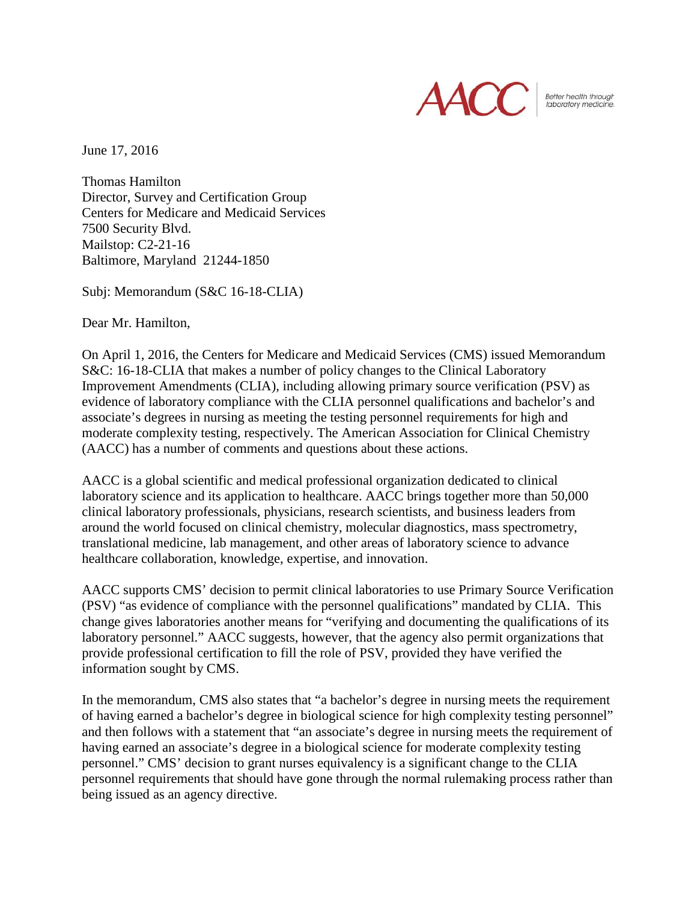AACC Better health through laboratory medicine.

June 17, 2016

Thomas Hamilton
Director, Survey and Certification Group
Centers for Medicare and Medicaid Services
7500 Security Blvd.
Mailstop: C2-21-16
Baltimore, Maryland 21244-1850

Subj: Memorandum (S&C 16-18-CLIA)

Dear Mr. Hamilton,

On April 1, 2016, the Centers for Medicare and Medicaid Services (CMS) issued Memorandum S&C: 16-18-CLIA that makes a number of policy changes to the Clinical Laboratory Improvement Amendments (CLIA), including allowing primary source verification (PSV) as evidence of laboratory compliance with the CLIA personnel qualifications and bachelor's and associate's degrees in nursing as meeting the testing personnel requirements for high and moderate complexity testing, respectively. The American Association for Clinical Chemistry (AACC) has a number of comments and questions about these actions.

AACC is a global scientific and medical professional organization dedicated to clinical laboratory science and its application to healthcare. AACC brings together more than 50,000 clinical laboratory professionals, physicians, research scientists, and business leaders from around the world focused on clinical chemistry, molecular diagnostics, mass spectrometry, translational medicine, lab management, and other areas of laboratory science to advance healthcare collaboration, knowledge, expertise, and innovation.

AACC supports CMS' decision to permit clinical laboratories to use Primary Source Verification (PSV) "as evidence of compliance with the personnel qualifications" mandated by CLIA. This change gives laboratories another means for "verifying and documenting the qualifications of its laboratory personnel." AACC suggests, however, that the agency also permit organizations that provide professional certification to fill the role of PSV, provided they have verified the information sought by CMS.

In the memorandum, CMS also states that "a bachelor's degree in nursing meets the requirement of having earned a bachelor's degree in biological science for high complexity testing personnel" and then follows with a statement that "an associate's degree in nursing meets the requirement of having earned an associate's degree in a biological science for moderate complexity testing personnel." CMS' decision to grant nurses equivalency is a significant change to the CLIA personnel requirements that should have gone through the normal rulemaking process rather than being issued as an agency directive.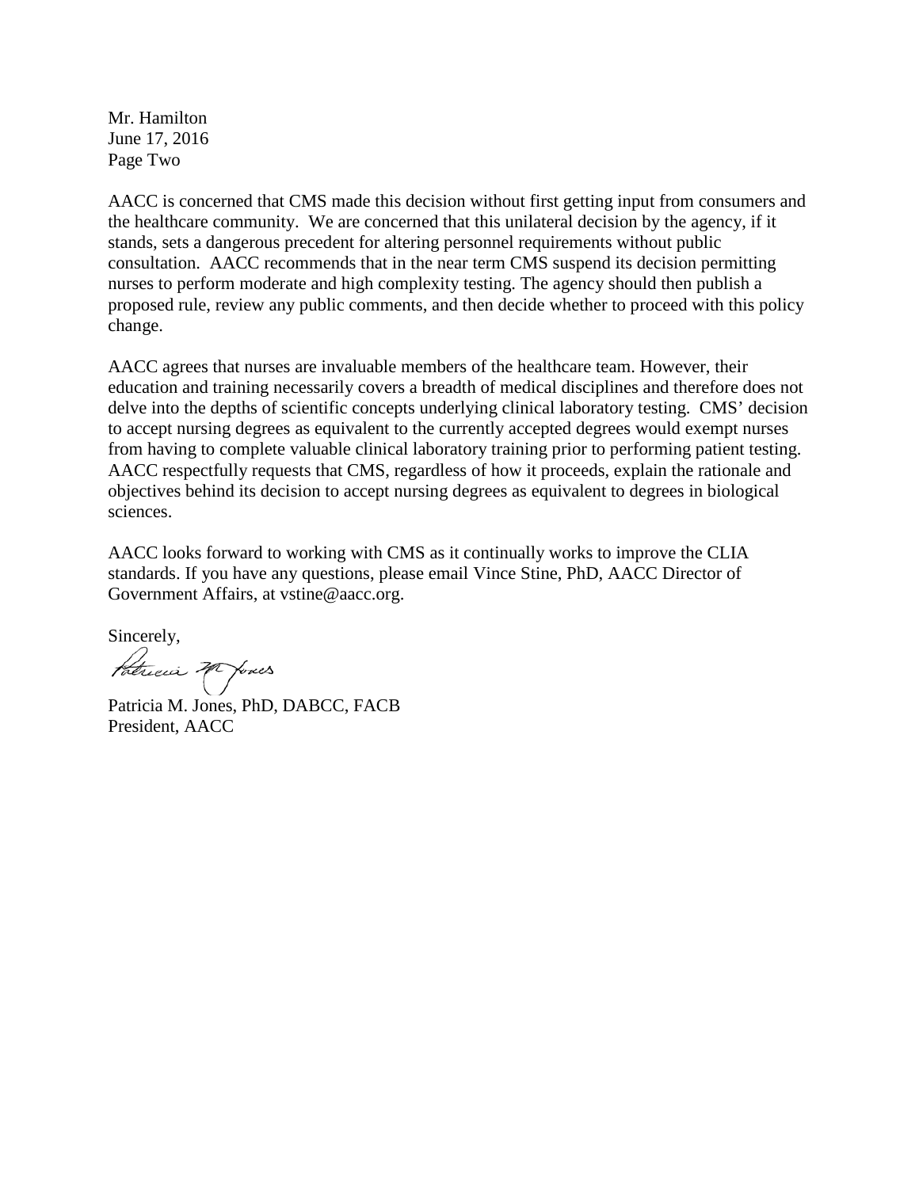Mr. Hamilton
June 17, 2016
Page Two

AACC is concerned that CMS made this decision without first getting input from consumers and the healthcare community. We are concerned that this unilateral decision by the agency, if it stands, sets a dangerous precedent for altering personnel requirements without public consultation. AACC recommends that in the near term CMS suspend its decision permitting nurses to perform moderate and high complexity testing. The agency should then publish a proposed rule, review any public comments, and then decide whether to proceed with this policy change.

AACC agrees that nurses are invaluable members of the healthcare team. However, their education and training necessarily covers a breadth of medical disciplines and therefore does not delve into the depths of scientific concepts underlying clinical laboratory testing. CMS' decision to accept nursing degrees as equivalent to the currently accepted degrees would exempt nurses from having to complete valuable clinical laboratory training prior to performing patient testing. AACC respectfully requests that CMS, regardless of how it proceeds, explain the rationale and objectives behind its decision to accept nursing degrees as equivalent to degrees in biological sciences.

AACC looks forward to working with CMS as it continually works to improve the CLIA standards. If you have any questions, please email Vince Stine, PhD, AACC Director of Government Affairs, at vstine@aacc.org.

Sincerely,

Patricia M. Jones, PhD, DABCC, FACB
President, AACC